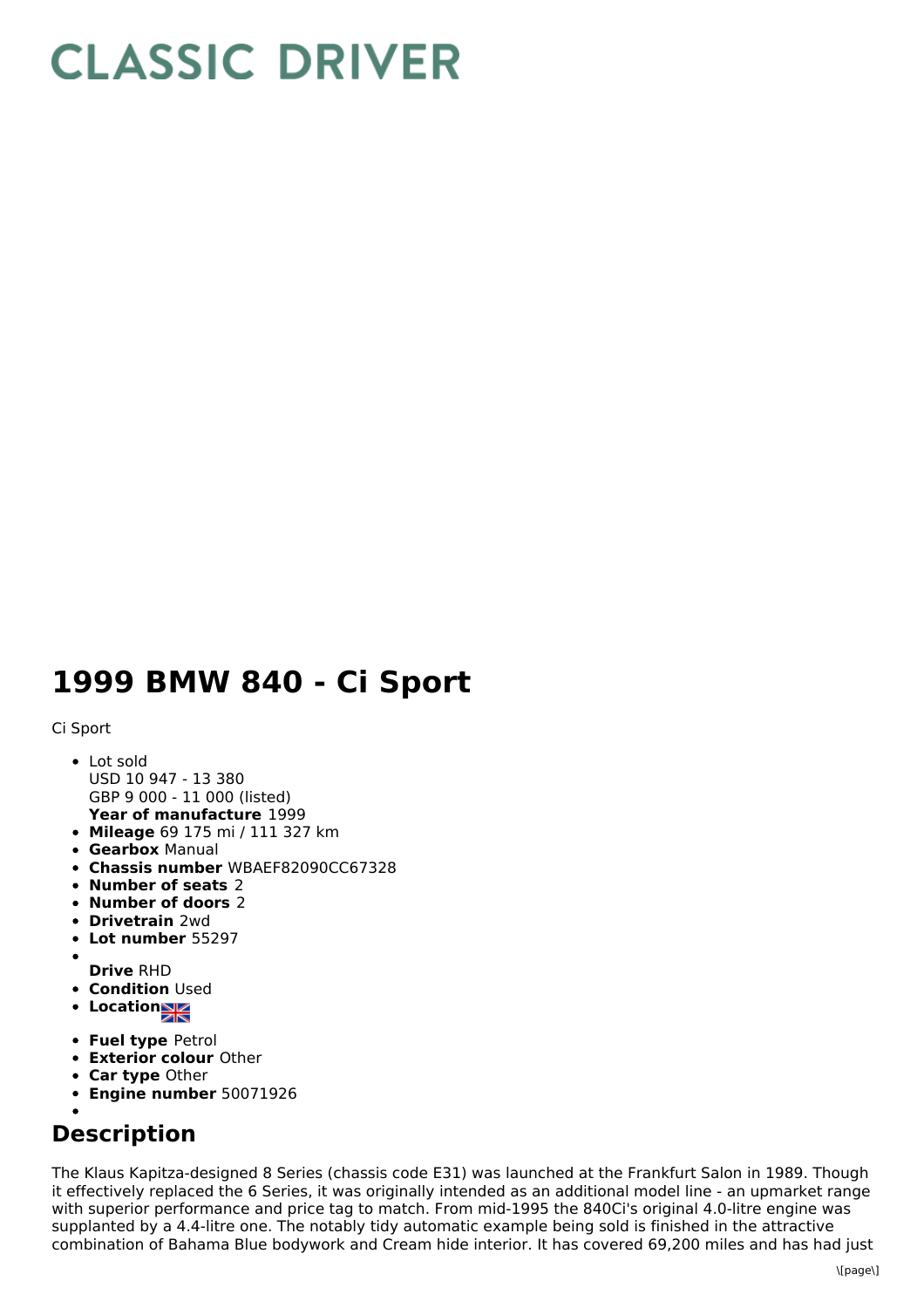# CLASSIC DRIVER

# 1999 BMW 840 - Ci Sport

Ci Sport

- Lot sold
  USD 10 947 - 13 380
  GBP 9 000 - 11 000 (listed)
  **Year of manufacture** 1999
- **Mileage** 69 175 mi / 111 327 km
- **Gearbox** Manual
- **Chassis number** WBAEF82090CC67328
- **Number of seats** 2
- **Number of doors** 2
- **Drivetrain** 2wd
- **Lot number** 55297
- **Drive** RHD
- **Condition** Used
- **Location**
- **Fuel type** Petrol
- **Exterior colour** Other
- **Car type** Other
- **Engine number** 50071926

## Description

The Klaus Kapitza-designed 8 Series (chassis code E31) was launched at the Frankfurt Salon in 1989. Though it effectively replaced the 6 Series, it was originally intended as an additional model line - an upmarket range with superior performance and price tag to match. From mid-1995 the 840Ci's original 4.0-litre engine was supplanted by a 4.4-litre one. The notably tidy automatic example being sold is finished in the attractive combination of Bahama Blue bodywork and Cream hide interior. It has covered 69,200 miles and has had just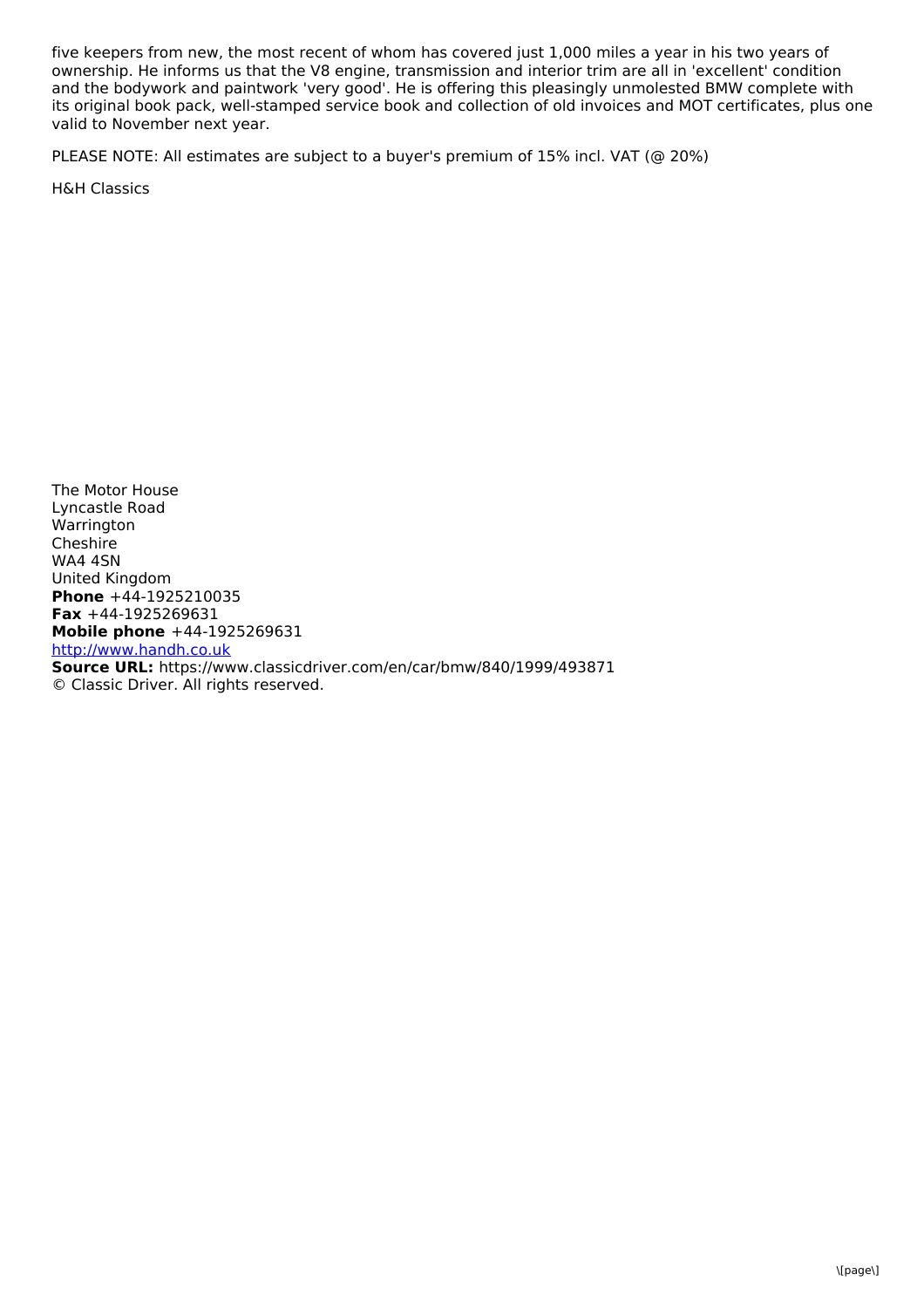five keepers from new, the most recent of whom has covered just 1,000 miles a year in his two years of ownership. He informs us that the V8 engine, transmission and interior trim are all in 'excellent' condition and the bodywork and paintwork 'very good'. He is offering this pleasingly unmolested BMW complete with its original book pack, well-stamped service book and collection of old invoices and MOT certificates, plus one valid to November next year.

PLEASE NOTE: All estimates are subject to a buyer's premium of 15% incl. VAT (@ 20%)

H&H Classics

The Motor House
Lyncastle Road
Warrington
Cheshire
WA4 4SN
United Kingdom
**Phone** +44-1925210035
**Fax** +44-1925269631
**Mobile phone** +44-1925269631
[http://www.handh.co.uk](http://www.handh.co.uk)
**Source URL:** https://www.classicdriver.com/en/car/bmw/840/1999/493871
© Classic Driver. All rights reserved.